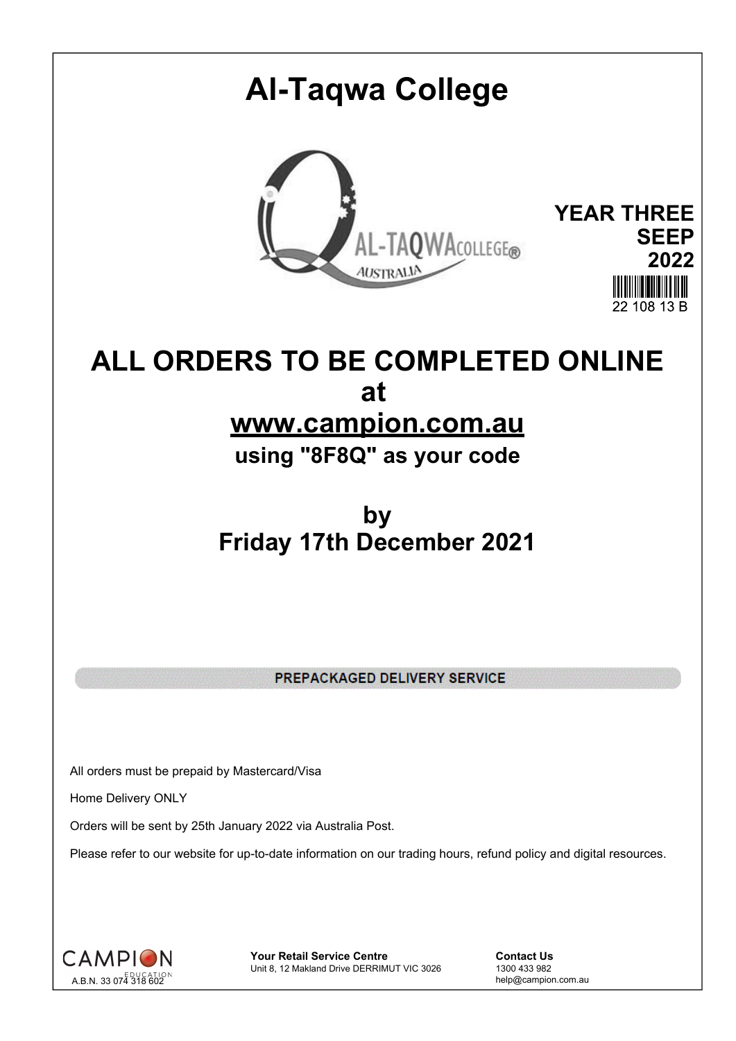# Al-Taqwa College

**YEAR THREE**
**SEEP**
**2022**

22 108 13 B

## ALL ORDERS TO BE COMPLETED ONLINE

## at

## www.campion.com.au

### using "8F8Q" as your code

## by

## Friday 17th December 2021

**PREPACKAGED DELIVERY SERVICE**

All orders must be prepaid by Mastercard/Visa

Home Delivery ONLY

Orders will be sent by 25th January 2022 via Australia Post.

Please refer to our website for up-to-date information on our trading hours, refund policy and digital resources.

CAMPION EDUCATION
A.B.N. 33 074 318 602

**Your Retail Service Centre**
Unit 8, 12 Makland Drive DERRIMUT VIC 3026

**Contact Us**
1300 433 982
help@campion.com.au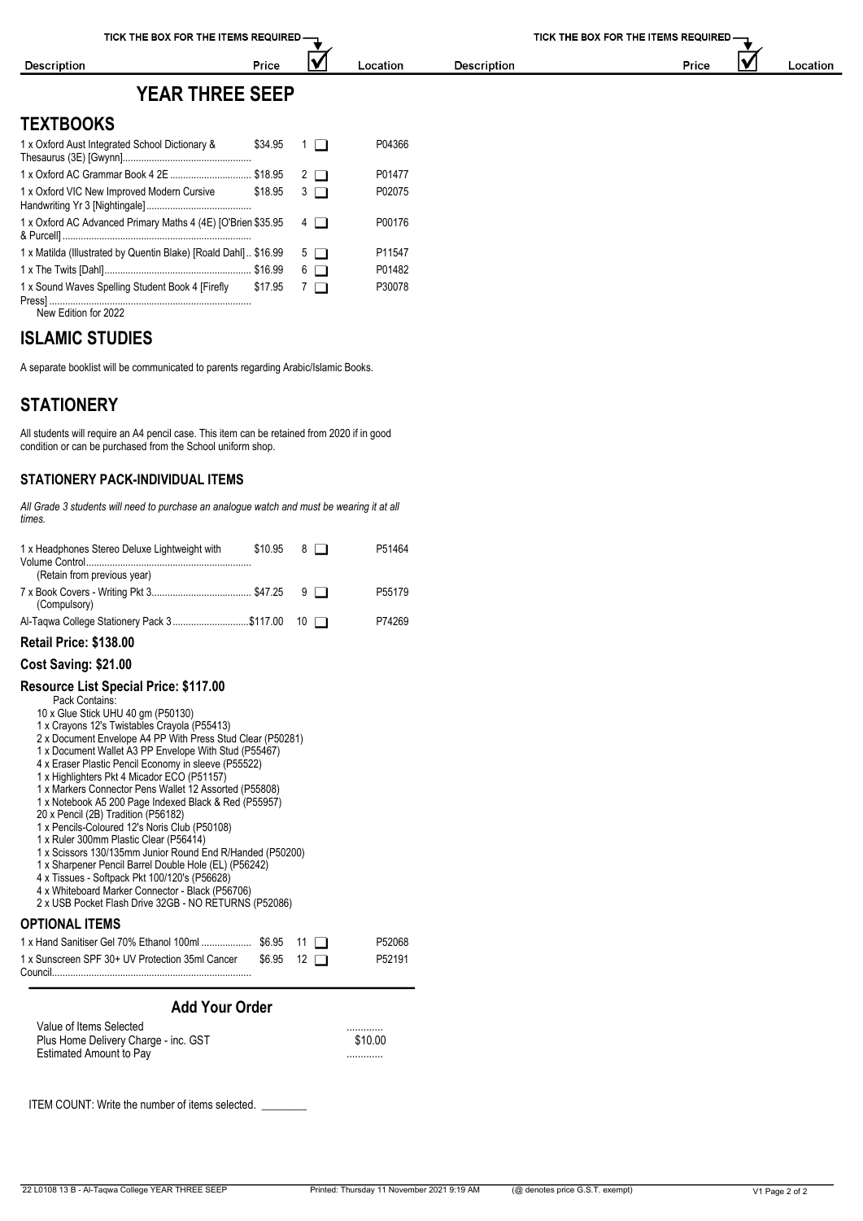TICK THE BOX FOR THE ITEMS REQUIRED

# YEAR THREE SEEP

## TEXTBOOKS

| Description | Price | ☑ | Location |
|---|---|---|---|
| 1 x Oxford Aust Integrated School Dictionary & Thesaurus (3E) [Gwynn] | $34.95 | 1 ☐ | P04366 |
| 1 x Oxford AC Grammar Book 4 2E | $18.95 | 2 ☐ | P01477 |
| 1 x Oxford VIC New Improved Modern Cursive Handwriting Yr 3 [Nightingale] | $18.95 | 3 ☐ | P02075 |
| 1 x Oxford AC Advanced Primary Maths 4 (4E) [O'Brien & Purcell] | $35.95 | 4 ☐ | P00176 |
| 1 x Matilda (Illustrated by Quentin Blake) [Roald Dahl] | $16.99 | 5 ☐ | P11547 |
| 1 x The Twits [Dahl] | $16.99 | 6 ☐ | P01482 |
| 1 x Sound Waves Spelling Student Book 4 [Firefly Press]<br>New Edition for 2022 | $17.95 | 7 ☐ | P30078 |

## ISLAMIC STUDIES

A separate booklist will be communicated to parents regarding Arabic/Islamic Books.

## STATIONERY

All students will require an A4 pencil case. This item can be retained from 2020 if in good condition or can be purchased from the School uniform shop.

### STATIONERY PACK-INDIVIDUAL ITEMS

*All Grade 3 students will need to purchase an analogue watch and must be wearing it at all times.*

| Description | Price | ☑ | Location |
|---|---|---|---|
| 1 x Headphones Stereo Deluxe Lightweight with Volume Control<br>(Retain from previous year) | $10.95 | 8 ☐ | P51464 |
| 7 x Book Covers - Writing Pkt 3<br>(Compulsory) | $47.25 | 9 ☐ | P55179 |
| Al-Taqwa College Stationery Pack 3 | $117.00 | 10 ☐ | P74269 |

**Retail Price: $138.00**

**Cost Saving: $21.00**

**Resource List Special Price: $117.00**

Pack Contains:
- 10 x Glue Stick UHU 40 gm (P50130)
- 1 x Crayons 12's Twistables Crayola (P55413)
- 2 x Document Envelope A4 PP With Press Stud Clear (P50281)
- 1 x Document Wallet A3 PP Envelope With Stud (P55467)
- 4 x Eraser Plastic Pencil Economy in sleeve (P55522)
- 1 x Highlighters Pkt 4 Micador ECO (P51157)
- 1 x Markers Connector Pens Wallet 12 Assorted (P55808)
- 1 x Notebook A5 200 Page Indexed Black & Red (P55957)
- 20 x Pencil (2B) Tradition (P56182)
- 1 x Pencils-Coloured 12's Noris Club (P50108)
- 1 x Ruler 300mm Plastic Clear (P56414)
- 1 x Scissors 130/135mm Junior Round End R/Handed (P50200)
- 1 x Sharpener Pencil Barrel Double Hole (EL) (P56242)
- 4 x Tissues - Softpack Pkt 100/120's (P56628)
- 4 x Whiteboard Marker Connector - Black (P56706)
- 2 x USB Pocket Flash Drive 32GB - NO RETURNS (P52086)

### OPTIONAL ITEMS

| Description | Price | ☑ | Location |
|---|---|---|---|
| 1 x Hand Sanitiser Gel 70% Ethanol 100ml | $6.95 | 11 ☐ | P52068 |
| 1 x Sunscreen SPF 30+ UV Protection 35ml Cancer Council | $6.95 | 12 ☐ | P52191 |

## Add Your Order

| | |
|---|---|
| Value of Items Selected | ............ |
| Plus Home Delivery Charge - inc. GST | $10.00 |
| Estimated Amount to Pay | ............ |

ITEM COUNT: Write the number of items selected. ________

22 L0108 13 B - Al-Taqwa College YEAR THREE SEEP    Printed: Thursday 11 November 2021 9:19 AM    (@ denotes price G.S.T. exempt)